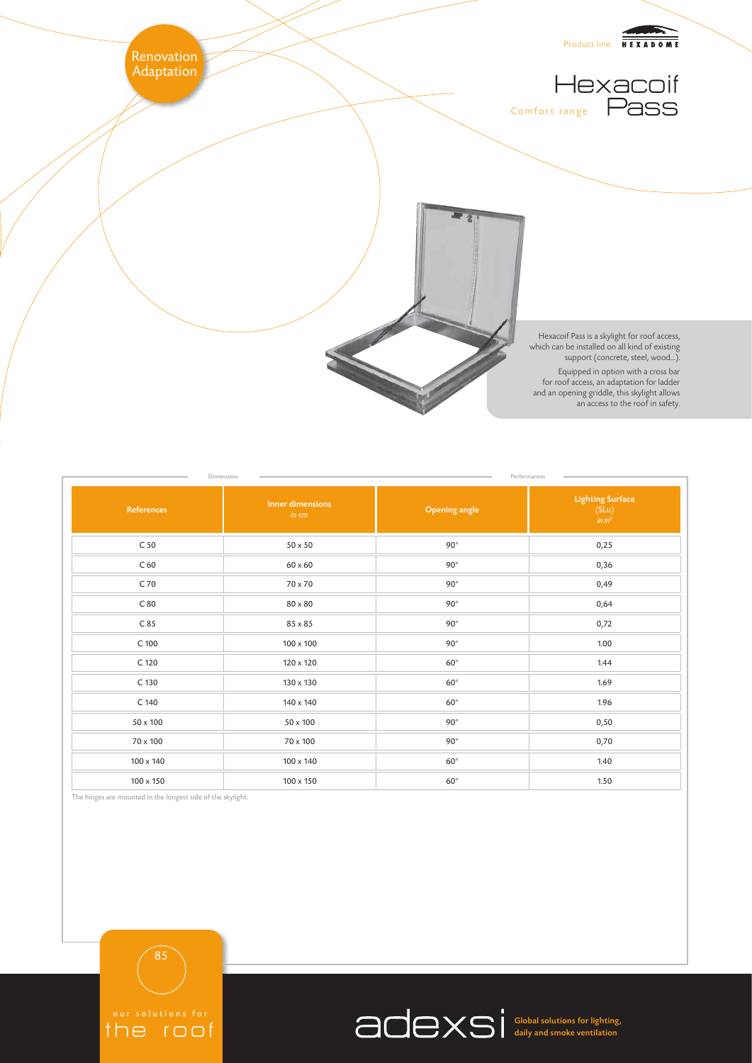Renovation
Adaptation

Product line HEXADOME

# Hexacoif Pass

Comfort range

Hexacoif Pass is a skylight for roof access, which can be installed on all kind of existing support (concrete, steel, wood...).

Equipped in option with a cross bar for roof access, an adaptation for ladder and an opening griddle, this skylight allows an access to the roof in safety.

| Dimensions | | Performances | |
|---|---|---|---|
| **References** | **Inner dimensions** *in cm* | **Opening angle** | **Lighting Surface** (SLu) *in m²* |
| C 50 | 50 x 50 | 90° | 0,25 |
| C 60 | 60 x 60 | 90° | 0,36 |
| C 70 | 70 x 70 | 90° | 0,49 |
| C 80 | 80 x 80 | 90° | 0,64 |
| C 85 | 85 x 85 | 90° | 0,72 |
| C 100 | 100 x 100 | 90° | 1.00 |
| C 120 | 120 x 120 | 60° | 1.44 |
| C 130 | 130 x 130 | 60° | 1.69 |
| C 140 | 140 x 140 | 60° | 1.96 |
| 50 x 100 | 50 x 100 | 90° | 0,50 |
| 70 x 100 | 70 x 100 | 90° | 0,70 |
| 100 x 140 | 100 x 140 | 60° | 1.40 |
| 100 x 150 | 100 x 150 | 60° | 1.50 |

The hinges are mounted in the longest side of the skylight.

our solutions for the roof

adexsi Global solutions for lighting, daily and smoke ventilation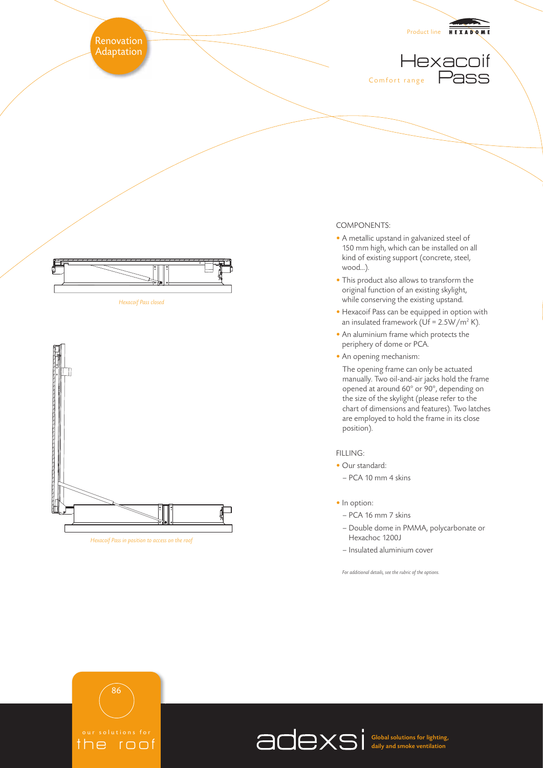Renovation Adaptation

Product line HEXADOME

# Hexacoif Pass

Comfort range

*Hexacoif Pass closed*

*Hexacoif Pass in position to access on the roof*

COMPONENTS:

- A metallic upstand in galvanized steel of 150 mm high, which can be installed on all kind of existing support (concrete, steel, wood...).
- This product also allows to transform the original function of an existing skylight, while conserving the existing upstand.
- Hexacoif Pass can be equipped in option with an insulated framework (Uf = 2.5W/m$^2$ K).
- An aluminium frame which protects the periphery of dome or PCA.
- An opening mechanism:

  The opening frame can only be actuated manually. Two oil-and-air jacks hold the frame opened at around 60° or 90°, depending on the size of the skylight (please refer to the chart of dimensions and features). Two latches are employed to hold the frame in its close position).

FILLING:

- Our standard:
  - PCA 10 mm 4 skins
- In option:
  - PCA 16 mm 7 skins
  - Double dome in PMMA, polycarbonate or Hexachoc 1200J
  - Insulated aluminium cover

*For additional details, see the rubric of the options.*

our solutions for the roof

adexsi Global solutions for lighting, daily and smoke ventilation